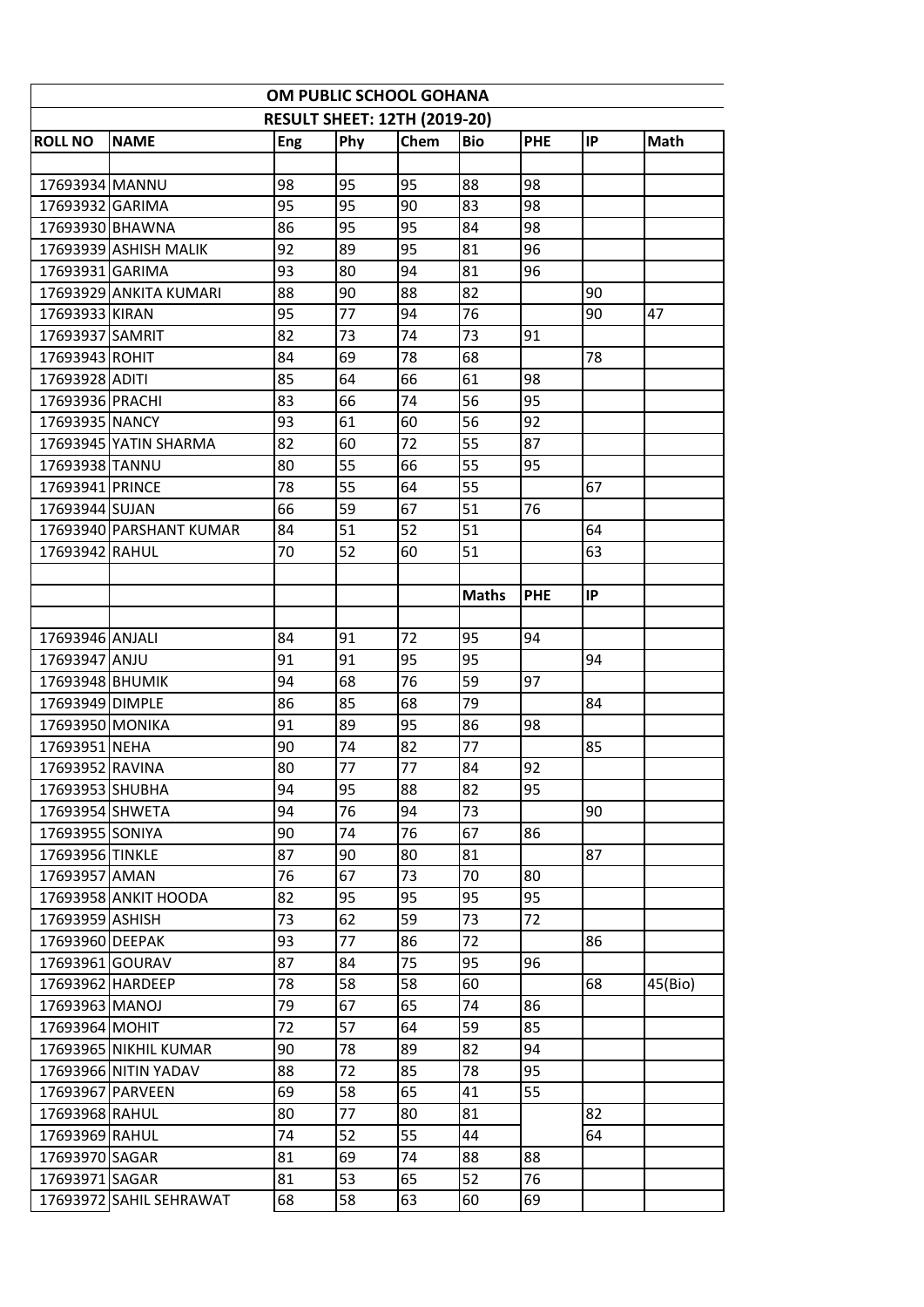**OM PUBLIC SCHOOL GOHANA**

**RESULT SHEET: 12TH (2019-20)**

| ROLL NO | NAME | Eng | Phy | Chem | Bio | PHE | IP | Math |
|---|---|---|---|---|---|---|---|---|
| | | | | | | | | |
| 17693934 | MANNU | 98 | 95 | 95 | 88 | 98 | | |
| 17693932 | GARIMA | 95 | 95 | 90 | 83 | 98 | | |
| 17693930 | BHAWNA | 86 | 95 | 95 | 84 | 98 | | |
| 17693939 | ASHISH MALIK | 92 | 89 | 95 | 81 | 96 | | |
| 17693931 | GARIMA | 93 | 80 | 94 | 81 | 96 | | |
| 17693929 | ANKITA KUMARI | 88 | 90 | 88 | 82 | | 90 | |
| 17693933 | KIRAN | 95 | 77 | 94 | 76 | | 90 | 47 |
| 17693937 | SAMRIT | 82 | 73 | 74 | 73 | 91 | | |
| 17693943 | ROHIT | 84 | 69 | 78 | 68 | | 78 | |
| 17693928 | ADITI | 85 | 64 | 66 | 61 | 98 | | |
| 17693936 | PRACHI | 83 | 66 | 74 | 56 | 95 | | |
| 17693935 | NANCY | 93 | 61 | 60 | 56 | 92 | | |
| 17693945 | YATIN SHARMA | 82 | 60 | 72 | 55 | 87 | | |
| 17693938 | TANNU | 80 | 55 | 66 | 55 | 95 | | |
| 17693941 | PRINCE | 78 | 55 | 64 | 55 | | 67 | |
| 17693944 | SUJAN | 66 | 59 | 67 | 51 | 76 | | |
| 17693940 | PARSHANT KUMAR | 84 | 51 | 52 | 51 | | 64 | |
| 17693942 | RAHUL | 70 | 52 | 60 | 51 | | 63 | |
| | | | | | | | | |
| | | | | | Maths | PHE | IP | |
| | | | | | | | | |
| 17693946 | ANJALI | 84 | 91 | 72 | 95 | 94 | | |
| 17693947 | ANJU | 91 | 91 | 95 | 95 | | 94 | |
| 17693948 | BHUMIK | 94 | 68 | 76 | 59 | 97 | | |
| 17693949 | DIMPLE | 86 | 85 | 68 | 79 | | 84 | |
| 17693950 | MONIKA | 91 | 89 | 95 | 86 | 98 | | |
| 17693951 | NEHA | 90 | 74 | 82 | 77 | | 85 | |
| 17693952 | RAVINA | 80 | 77 | 77 | 84 | 92 | | |
| 17693953 | SHUBHA | 94 | 95 | 88 | 82 | 95 | | |
| 17693954 | SHWETA | 94 | 76 | 94 | 73 | | 90 | |
| 17693955 | SONIYA | 90 | 74 | 76 | 67 | 86 | | |
| 17693956 | TINKLE | 87 | 90 | 80 | 81 | | 87 | |
| 17693957 | AMAN | 76 | 67 | 73 | 70 | 80 | | |
| 17693958 | ANKIT HOODA | 82 | 95 | 95 | 95 | 95 | | |
| 17693959 | ASHISH | 73 | 62 | 59 | 73 | 72 | | |
| 17693960 | DEEPAK | 93 | 77 | 86 | 72 | | 86 | |
| 17693961 | GOURAV | 87 | 84 | 75 | 95 | 96 | | |
| 17693962 | HARDEEP | 78 | 58 | 58 | 60 | | 68 | 45(Bio) |
| 17693963 | MANOJ | 79 | 67 | 65 | 74 | 86 | | |
| 17693964 | MOHIT | 72 | 57 | 64 | 59 | 85 | | |
| 17693965 | NIKHIL KUMAR | 90 | 78 | 89 | 82 | 94 | | |
| 17693966 | NITIN YADAV | 88 | 72 | 85 | 78 | 95 | | |
| 17693967 | PARVEEN | 69 | 58 | 65 | 41 | 55 | | |
| 17693968 | RAHUL | 80 | 77 | 80 | 81 | | 82 | |
| 17693969 | RAHUL | 74 | 52 | 55 | 44 | | 64 | |
| 17693970 | SAGAR | 81 | 69 | 74 | 88 | 88 | | |
| 17693971 | SAGAR | 81 | 53 | 65 | 52 | 76 | | |
| 17693972 | SAHIL SEHRAWAT | 68 | 58 | 63 | 60 | 69 | | |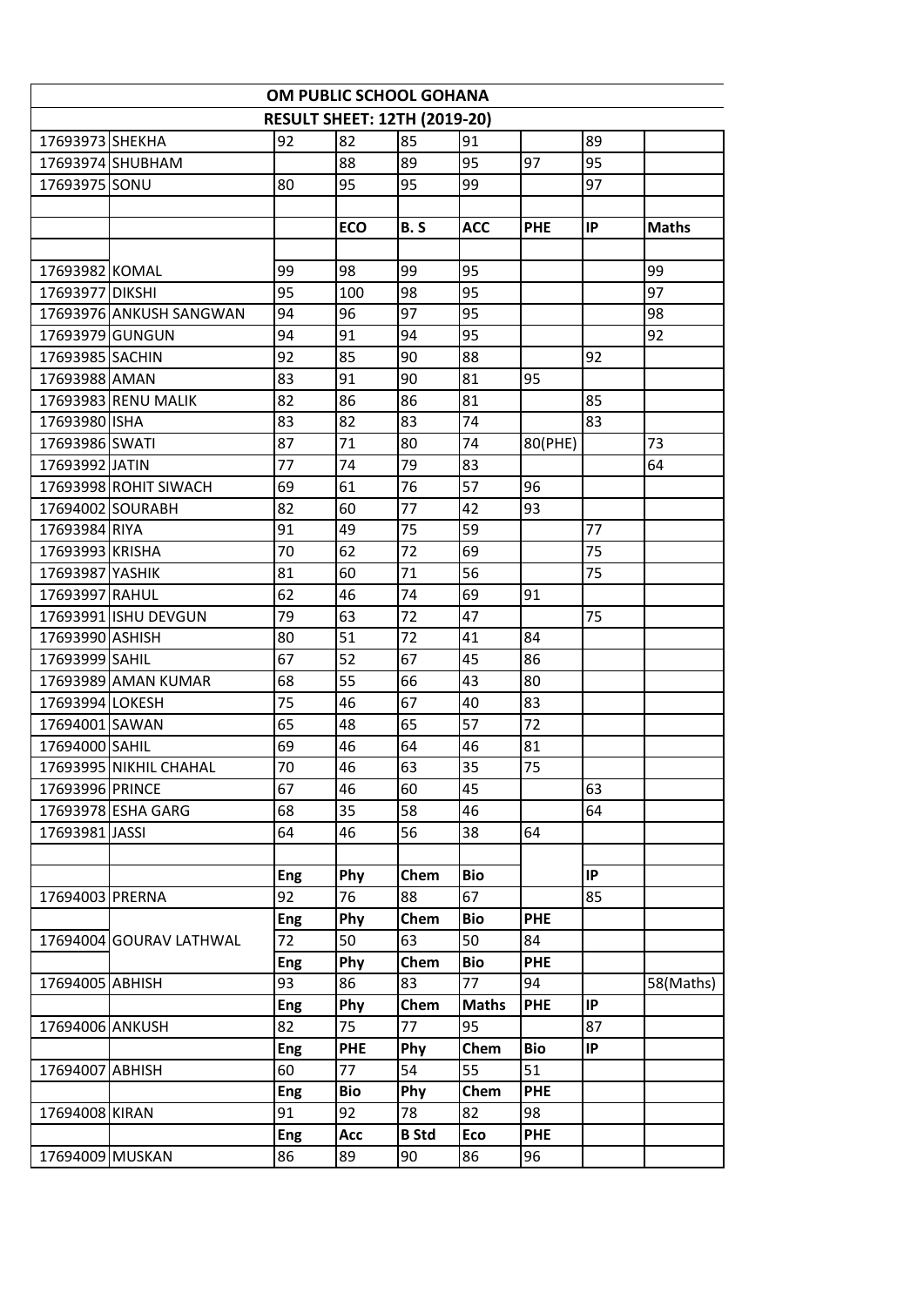# OM PUBLIC SCHOOL GOHANA

## RESULT SHEET: 12TH (2019-20)

| | | | | | | | | |
|---|---|---|---|---|---|---|---|---|
| 17693973 | SHEKHA | 92 | 82 | 85 | 91 | | 89 | |
| 17693974 | SHUBHAM | | 88 | 89 | 95 | 97 | 95 | |
| 17693975 | SONU | 80 | 95 | 95 | 99 | | 97 | |
| | | | | | | | | |
| | | | **ECO** | **B. S** | **ACC** | **PHE** | **IP** | **Maths** |
| | | | | | | | | |
| 17693982 | KOMAL | 99 | 98 | 99 | 95 | | | 99 |
| 17693977 | DIKSHI | 95 | 100 | 98 | 95 | | | 97 |
| 17693976 | ANKUSH SANGWAN | 94 | 96 | 97 | 95 | | | 98 |
| 17693979 | GUNGUN | 94 | 91 | 94 | 95 | | | 92 |
| 17693985 | SACHIN | 92 | 85 | 90 | 88 | | 92 | |
| 17693988 | AMAN | 83 | 91 | 90 | 81 | 95 | | |
| 17693983 | RENU MALIK | 82 | 86 | 86 | 81 | | 85 | |
| 17693980 | ISHA | 83 | 82 | 83 | 74 | | 83 | |
| 17693986 | SWATI | 87 | 71 | 80 | 74 | 80(PHE) | | 73 |
| 17693992 | JATIN | 77 | 74 | 79 | 83 | | | 64 |
| 17693998 | ROHIT SIWACH | 69 | 61 | 76 | 57 | 96 | | |
| 17694002 | SOURABH | 82 | 60 | 77 | 42 | 93 | | |
| 17693984 | RIYA | 91 | 49 | 75 | 59 | | 77 | |
| 17693993 | KRISHA | 70 | 62 | 72 | 69 | | 75 | |
| 17693987 | YASHIK | 81 | 60 | 71 | 56 | | 75 | |
| 17693997 | RAHUL | 62 | 46 | 74 | 69 | 91 | | |
| 17693991 | ISHU DEVGUN | 79 | 63 | 72 | 47 | | 75 | |
| 17693990 | ASHISH | 80 | 51 | 72 | 41 | 84 | | |
| 17693999 | SAHIL | 67 | 52 | 67 | 45 | 86 | | |
| 17693989 | AMAN KUMAR | 68 | 55 | 66 | 43 | 80 | | |
| 17693994 | LOKESH | 75 | 46 | 67 | 40 | 83 | | |
| 17694001 | SAWAN | 65 | 48 | 65 | 57 | 72 | | |
| 17694000 | SAHIL | 69 | 46 | 64 | 46 | 81 | | |
| 17693995 | NIKHIL CHAHAL | 70 | 46 | 63 | 35 | 75 | | |
| 17693996 | PRINCE | 67 | 46 | 60 | 45 | | 63 | |
| 17693978 | ESHA GARG | 68 | 35 | 58 | 46 | | 64 | |
| 17693981 | JASSI | 64 | 46 | 56 | 38 | 64 | | |
| | | | | | | | | |
| | | **Eng** | **Phy** | **Chem** | **Bio** | | **IP** | |
| 17694003 | PRERNA | 92 | 76 | 88 | 67 | | 85 | |
| | | **Eng** | **Phy** | **Chem** | **Bio** | **PHE** | | |
| 17694004 | GOURAV LATHWAL | 72 | 50 | 63 | 50 | 84 | | |
| | | **Eng** | **Phy** | **Chem** | **Bio** | **PHE** | | |
| 17694005 | ABHISH | 93 | 86 | 83 | 77 | 94 | | 58(Maths) |
| | | **Eng** | **Phy** | **Chem** | **Maths** | **PHE** | **IP** | |
| 17694006 | ANKUSH | 82 | 75 | 77 | 95 | | 87 | |
| | | **Eng** | **PHE** | **Phy** | **Chem** | **Bio** | **IP** | |
| 17694007 | ABHISH | 60 | 77 | 54 | 55 | 51 | | |
| | | **Eng** | **Bio** | **Phy** | **Chem** | **PHE** | | |
| 17694008 | KIRAN | 91 | 92 | 78 | 82 | 98 | | |
| | | **Eng** | **Acc** | **B Std** | **Eco** | **PHE** | | |
| 17694009 | MUSKAN | 86 | 89 | 90 | 86 | 96 | | |